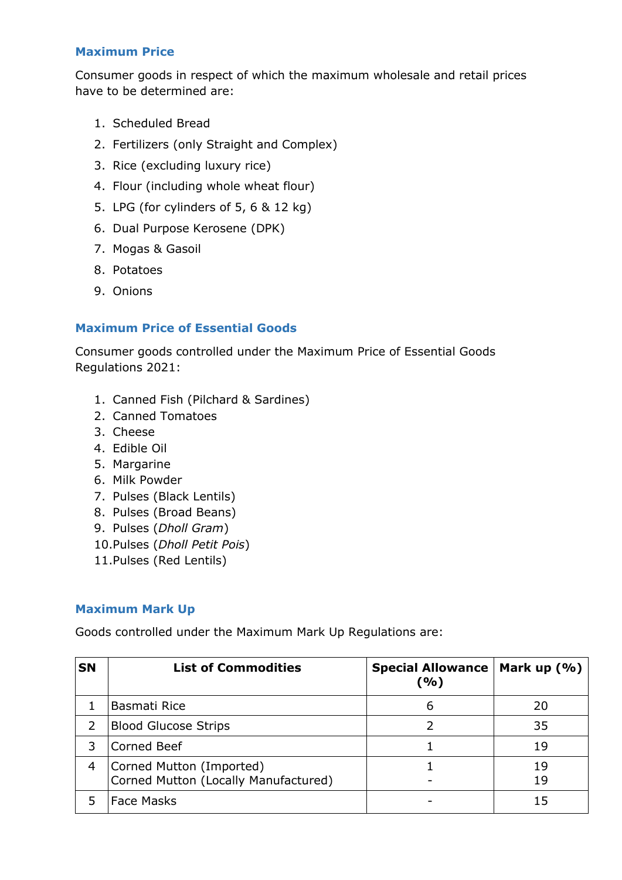## Maximum Price

Consumer goods in respect of which the maximum wholesale and retail prices have to be determined are:

1. Scheduled Bread
2. Fertilizers (only Straight and Complex)
3. Rice (excluding luxury rice)
4. Flour (including whole wheat flour)
5. LPG (for cylinders of 5, 6 & 12 kg)
6. Dual Purpose Kerosene (DPK)
7. Mogas & Gasoil
8. Potatoes
9. Onions

## Maximum Price of Essential Goods

Consumer goods controlled under the Maximum Price of Essential Goods Regulations 2021:

1. Canned Fish (Pilchard & Sardines)
2. Canned Tomatoes
3. Cheese
4. Edible Oil
5. Margarine
6. Milk Powder
7. Pulses (Black Lentils)
8. Pulses (Broad Beans)
9. Pulses (*Dholl Gram*)
10. Pulses (*Dholl Petit Pois*)
11. Pulses (Red Lentils)

## Maximum Mark Up

Goods controlled under the Maximum Mark Up Regulations are:

| SN | List of Commodities | Special Allowance (%) | Mark up (%) |
|---|---|---|---|
| 1 | Basmati Rice | 6 | 20 |
| 2 | Blood Glucose Strips | 2 | 35 |
| 3 | Corned Beef | 1 | 19 |
| 4 | Corned Mutton (Imported)<br>Corned Mutton (Locally Manufactured) | 1<br>- | 19<br>19 |
| 5 | Face Masks | - | 15 |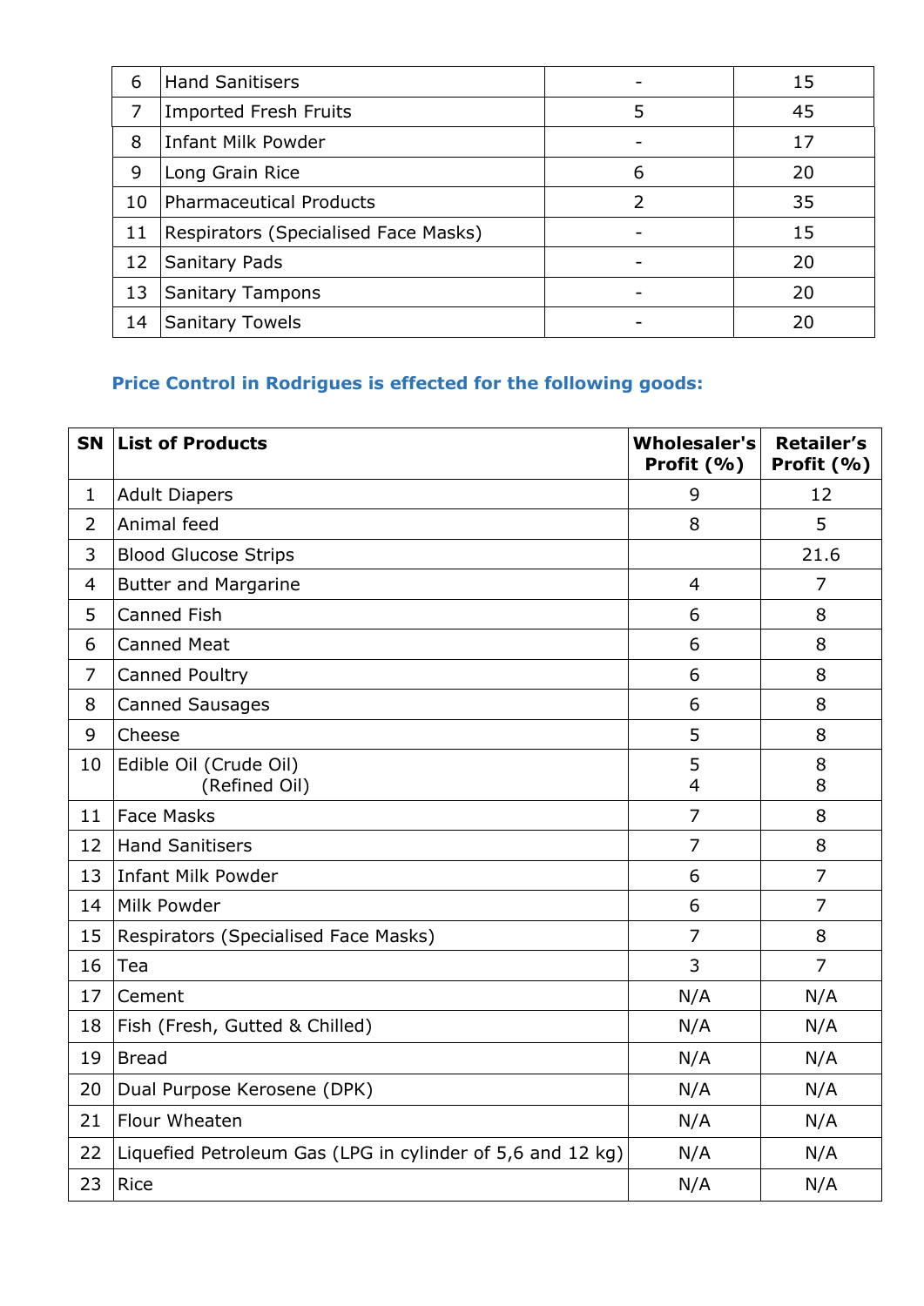| 6 | Hand Sanitisers | - | 15 |
|---|---|---|---|
| 7 | Imported Fresh Fruits | 5 | 45 |
| 8 | Infant Milk Powder | - | 17 |
| 9 | Long Grain Rice | 6 | 20 |
| 10 | Pharmaceutical Products | 2 | 35 |
| 11 | Respirators (Specialised Face Masks) | - | 15 |
| 12 | Sanitary Pads | - | 20 |
| 13 | Sanitary Tampons | - | 20 |
| 14 | Sanitary Towels | - | 20 |

**Price Control in Rodrigues is effected for the following goods:**

| SN | List of Products | Wholesaler's Profit (%) | Retailer's Profit (%) |
|---|---|---|---|
| 1 | Adult Diapers | 9 | 12 |
| 2 | Animal feed | 8 | 5 |
| 3 | Blood Glucose Strips | | 21.6 |
| 4 | Butter and Margarine | 4 | 7 |
| 5 | Canned Fish | 6 | 8 |
| 6 | Canned Meat | 6 | 8 |
| 7 | Canned Poultry | 6 | 8 |
| 8 | Canned Sausages | 6 | 8 |
| 9 | Cheese | 5 | 8 |
| 10 | Edible Oil (Crude Oil)<br>(Refined Oil) | 5<br>4 | 8<br>8 |
| 11 | Face Masks | 7 | 8 |
| 12 | Hand Sanitisers | 7 | 8 |
| 13 | Infant Milk Powder | 6 | 7 |
| 14 | Milk Powder | 6 | 7 |
| 15 | Respirators (Specialised Face Masks) | 7 | 8 |
| 16 | Tea | 3 | 7 |
| 17 | Cement | N/A | N/A |
| 18 | Fish (Fresh, Gutted & Chilled) | N/A | N/A |
| 19 | Bread | N/A | N/A |
| 20 | Dual Purpose Kerosene (DPK) | N/A | N/A |
| 21 | Flour Wheaten | N/A | N/A |
| 22 | Liquefied Petroleum Gas (LPG in cylinder of 5,6 and 12 kg) | N/A | N/A |
| 23 | Rice | N/A | N/A |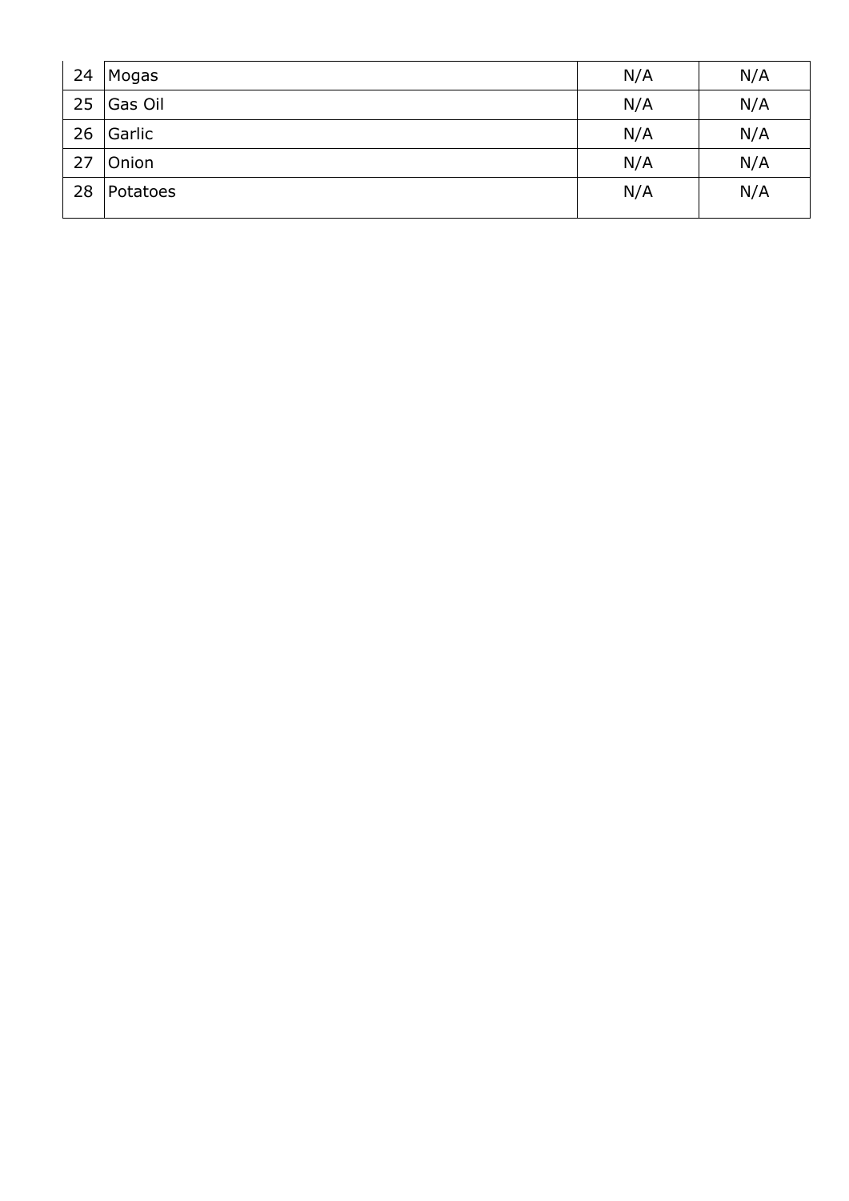| | | | |
|---|---|---|---|
| 24 | Mogas | N/A | N/A |
| 25 | Gas Oil | N/A | N/A |
| 26 | Garlic | N/A | N/A |
| 27 | Onion | N/A | N/A |
| 28 | Potatoes | N/A | N/A |